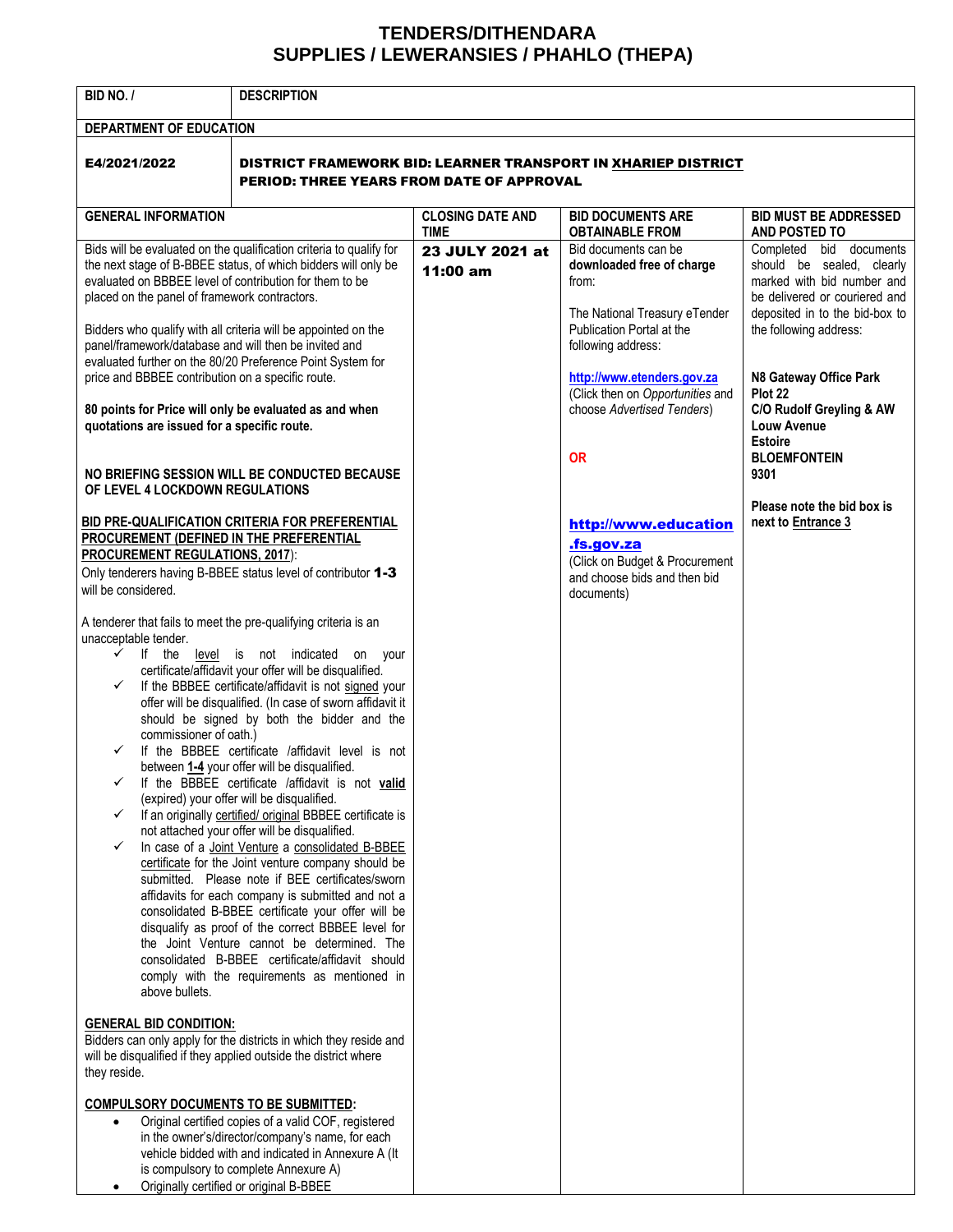# TENDERS/DITHENDARA
# SUPPLIES / LEWERANSIES / PHAHLO (THEPA)

| BID NO. / | DESCRIPTION | | | |
|---|---|---|---|---|
| **DEPARTMENT OF EDUCATION** | | | | |
| **E4/2021/2022** | **DISTRICT FRAMEWORK BID: LEARNER TRANSPORT IN XHARIEP DISTRICT**<br>**PERIOD: THREE YEARS FROM DATE OF APPROVAL** | | | |
| **GENERAL INFORMATION** | | **CLOSING DATE AND TIME** | **BID DOCUMENTS ARE OBTAINABLE FROM** | **BID MUST BE ADDRESSED AND POSTED TO** |
| Bids will be evaluated on the qualification criteria to qualify for the next stage of B-BBEE status, of which bidders will only be evaluated on BBBEE level of contribution for them to be placed on the panel of framework contractors.<br><br>Bidders who qualify with all criteria will be appointed on the panel/framework/database and will then be invited and evaluated further on the 80/20 Preference Point System for price and BBBEE contribution on a specific route.<br><br>**80 points for Price will only be evaluated as and when quotations are issued for a specific route.**<br><br>**NO BRIEFING SESSION WILL BE CONDUCTED BECAUSE OF LEVEL 4 LOCKDOWN REGULATIONS**<br><br>**BID PRE-QUALIFICATION CRITERIA FOR PREFERENTIAL PROCUREMENT (DEFINED IN THE PREFERENTIAL PROCUREMENT REGULATIONS, 2017)**:<br>Only tenderers having B-BBEE status level of contributor **1-3** will be considered.<br><br>A tenderer that fails to meet the pre-qualifying criteria is an unacceptable tender.<br>✓ If the level is not indicated on your certificate/affidavit your offer will be disqualified.<br>✓ If the BBBEE certificate/affidavit is not signed your offer will be disqualified. (In case of sworn affidavit it should be signed by both the bidder and the commissioner of oath.)<br>✓ If the BBBEE certificate /affidavit level is not between **1-4** your offer will be disqualified.<br>✓ If the BBBEE certificate /affidavit is not **valid** (expired) your offer will be disqualified.<br>✓ If an originally certified/ original BBBEE certificate is not attached your offer will be disqualified.<br>✓ In case of a Joint Venture a consolidated B-BBEE certificate for the Joint venture company should be submitted. Please note if BEE certificates/sworn affidavits for each company is submitted and not a consolidated B-BBEE certificate your offer will be disqualify as proof of the correct BBBEE level for the Joint Venture cannot be determined. The consolidated B-BBEE certificate/affidavit should comply with the requirements as mentioned in above bullets.<br><br>**GENERAL BID CONDITION:**<br>Bidders can only apply for the districts in which they reside and will be disqualified if they applied outside the district where they reside.<br><br>**COMPULSORY DOCUMENTS TO BE SUBMITTED:**<br>• Original certified copies of a valid COF, registered in the owner's/director/company's name, for each vehicle bidded with and indicated in Annexure A (It is compulsory to complete Annexure A)<br>• Originally certified or original B-BBEE | | **23 JULY 2021 at 11:00 am** | Bid documents can be **downloaded free of charge** from:<br><br>The National Treasury eTender Publication Portal at the following address:<br><br>http://www.etenders.gov.za<br>(Click then on *Opportunities* and choose *Advertised Tenders*)<br><br>**OR**<br><br>**http://www.education.fs.gov.za**<br>(Click on Budget & Procurement and choose bids and then bid documents) | Completed bid documents should be sealed, clearly marked with bid number and be delivered or couriered and deposited in to the bid-box to the following address:<br><br>**N8 Gateway Office Park**<br>**Plot 22**<br>**C/O Rudolf Greyling & AW Louw Avenue**<br>**Estoire**<br>**BLOEMFONTEIN**<br>**9301**<br><br>**Please note the bid box is next to Entrance 3** |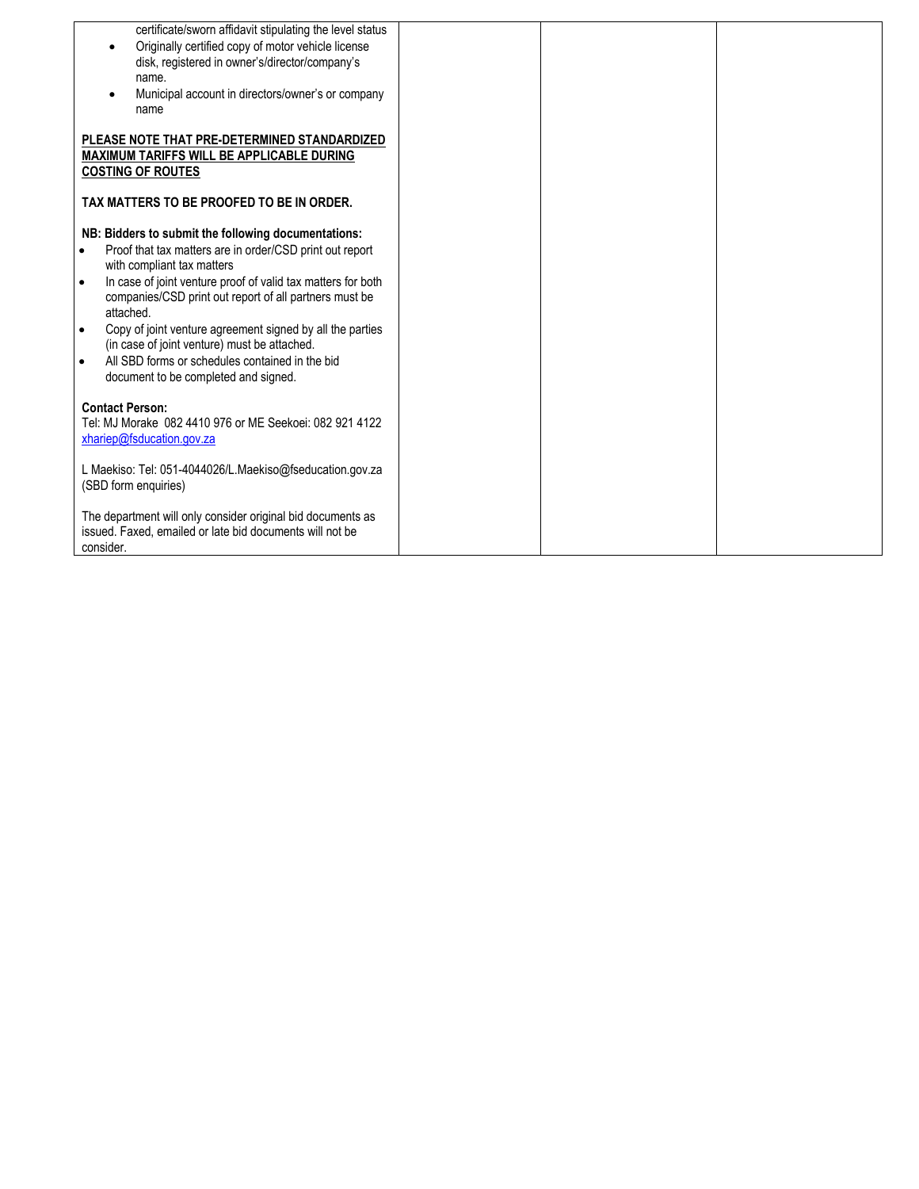| | | | |
|---|---|---|---|
| certificate/sworn affidavit stipulating the level status<br>• Originally certified copy of motor vehicle license disk, registered in owner's/director/company's name.<br>• Municipal account in directors/owner's or company name<br><br>**PLEASE NOTE THAT PRE-DETERMINED STANDARDIZED MAXIMUM TARIFFS WILL BE APPLICABLE DURING COSTING OF ROUTES**<br><br>**TAX MATTERS TO BE PROOFED TO BE IN ORDER.**<br><br>**NB: Bidders to submit the following documentations:**<br>• Proof that tax matters are in order/CSD print out report with compliant tax matters<br>• In case of joint venture proof of valid tax matters for both companies/CSD print out report of all partners must be attached.<br>• Copy of joint venture agreement signed by all the parties (in case of joint venture) must be attached.<br>• All SBD forms or schedules contained in the bid document to be completed and signed.<br><br>**Contact Person:**<br>Tel: MJ Morake 082 4410 976 or ME Seekoei: 082 921 4122<br>xhariep@fsducation.gov.za<br><br>L Maekiso: Tel: 051-4044026/L.Maekiso@fseducation.gov.za (SBD form enquiries)<br><br>The department will only consider original bid documents as issued. Faxed, emailed or late bid documents will not be consider. | | | |